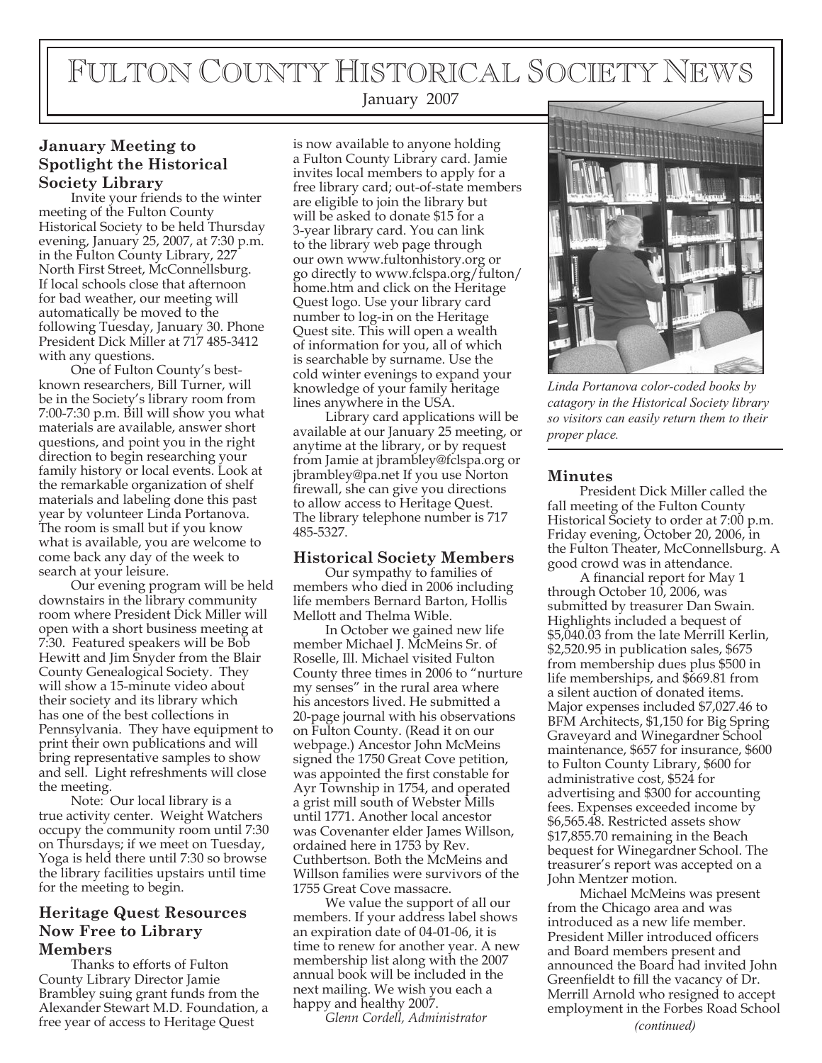# Fulton County Historical Society News

January 2007

## January Meeting to Spotlight the Historical Society Library

Invite your friends to the winter meeting of the Fulton County Historical Society to be held Thursday evening, January 25, 2007, at 7:30 p.m. in the Fulton County Library, 227 North First Street, McConnellsburg. If local schools close that afternoon for bad weather, our meeting will automatically be moved to the following Tuesday, January 30. Phone President Dick Miller at 717 485-3412 with any questions.

One of Fulton County's best-known researchers, Bill Turner, will be in the Society's library room from 7:00-7:30 p.m. Bill will show you what materials are available, answer short questions, and point you in the right direction to begin researching your family history or local events. Look at the remarkable organization of shelf materials and labeling done this past year by volunteer Linda Portanova. The room is small but if you know what is available, you are welcome to come back any day of the week to search at your leisure.

Our evening program will be held downstairs in the library community room where President Dick Miller will open with a short business meeting at 7:30. Featured speakers will be Bob Hewitt and Jim Snyder from the Blair County Genealogical Society. They will show a 15-minute video about their society and its library which has one of the best collections in Pennsylvania. They have equipment to print their own publications and will bring representative samples to show and sell. Light refreshments will close the meeting.

Note: Our local library is a true activity center. Weight Watchers occupy the community room until 7:30 on Thursdays; if we meet on Tuesday, Yoga is held there until 7:30 so browse the library facilities upstairs until time for the meeting to begin.

## Heritage Quest Resources Now Free to Library Members

Thanks to efforts of Fulton County Library Director Jamie Brambley suing grant funds from the Alexander Stewart M.D. Foundation, a free year of access to Heritage Quest is now available to anyone holding a Fulton County Library card. Jamie invites local members to apply for a free library card; out-of-state members are eligible to join the library but will be asked to donate $15 for a 3-year library card. You can link to the library web page through our own www.fultonhistory.org or go directly to www.fclspa.org/fulton/home.htm and click on the Heritage Quest logo. Use your library card number to log-in on the Heritage Quest site. This will open a wealth of information for you, all of which is searchable by surname. Use the cold winter evenings to expand your knowledge of your family heritage lines anywhere in the USA.

Library card applications will be available at our January 25 meeting, or anytime at the library, or by request from Jamie at jbrambley@fclspa.org or jbrambley@pa.net If you use Norton firewall, she can give you directions to allow access to Heritage Quest. The library telephone number is 717 485-5327.

## Historical Society Members

Our sympathy to families of members who died in 2006 including life members Bernard Barton, Hollis Mellott and Thelma Wible.

In October we gained new life member Michael J. McMeins Sr. of Roselle, Ill. Michael visited Fulton County three times in 2006 to "nurture my senses" in the rural area where his ancestors lived. He submitted a 20-page journal with his observations on Fulton County. (Read it on our webpage.) Ancestor John McMeins signed the 1750 Great Cove petition, was appointed the first constable for Ayr Township in 1754, and operated a grist mill south of Webster Mills until 1771. Another local ancestor was Covenanter elder James Willson, ordained here in 1753 by Rev. Cuthbertson. Both the McMeins and Willson families were survivors of the 1755 Great Cove massacre.

We value the support of all our members. If your address label shows an expiration date of 04-01-06, it is time to renew for another year. A new membership list along with the 2007 annual book will be included in the next mailing. We wish you each a happy and healthy 2007.

*Glenn Cordell, Administrator*

*Linda Portanova color-coded books by catagory in the Historical Society library so visitors can easily return them to their proper place.*

## Minutes

President Dick Miller called the fall meeting of the Fulton County Historical Society to order at 7:00 p.m. Friday evening, October 20, 2006, in the Fulton Theater, McConnellsburg. A good crowd was in attendance.

A financial report for May 1 through October 10, 2006, was submitted by treasurer Dan Swain. Highlights included a bequest of $5,040.03 from the late Merrill Kerlin, $2,520.95 in publication sales, $675 from membership dues plus $500 in life memberships, and $669.81 from a silent auction of donated items. Major expenses included $7,027.46 to BFM Architects, $1,150 for Big Spring Graveyard and Winegardner School maintenance, $657 for insurance, $600 to Fulton County Library, $600 for administrative cost, $524 for advertising and $300 for accounting fees. Expenses exceeded income by $6,565.48. Restricted assets show $17,855.70 remaining in the Beach bequest for Winegardner School. The treasurer's report was accepted on a John Mentzer motion.

Michael McMeins was present from the Chicago area and was introduced as a new life member. President Miller introduced officers and Board members present and announced the Board had invited John Greenfieldt to fill the vacancy of Dr. Merrill Arnold who resigned to accept employment in the Forbes Road School

*(continued)*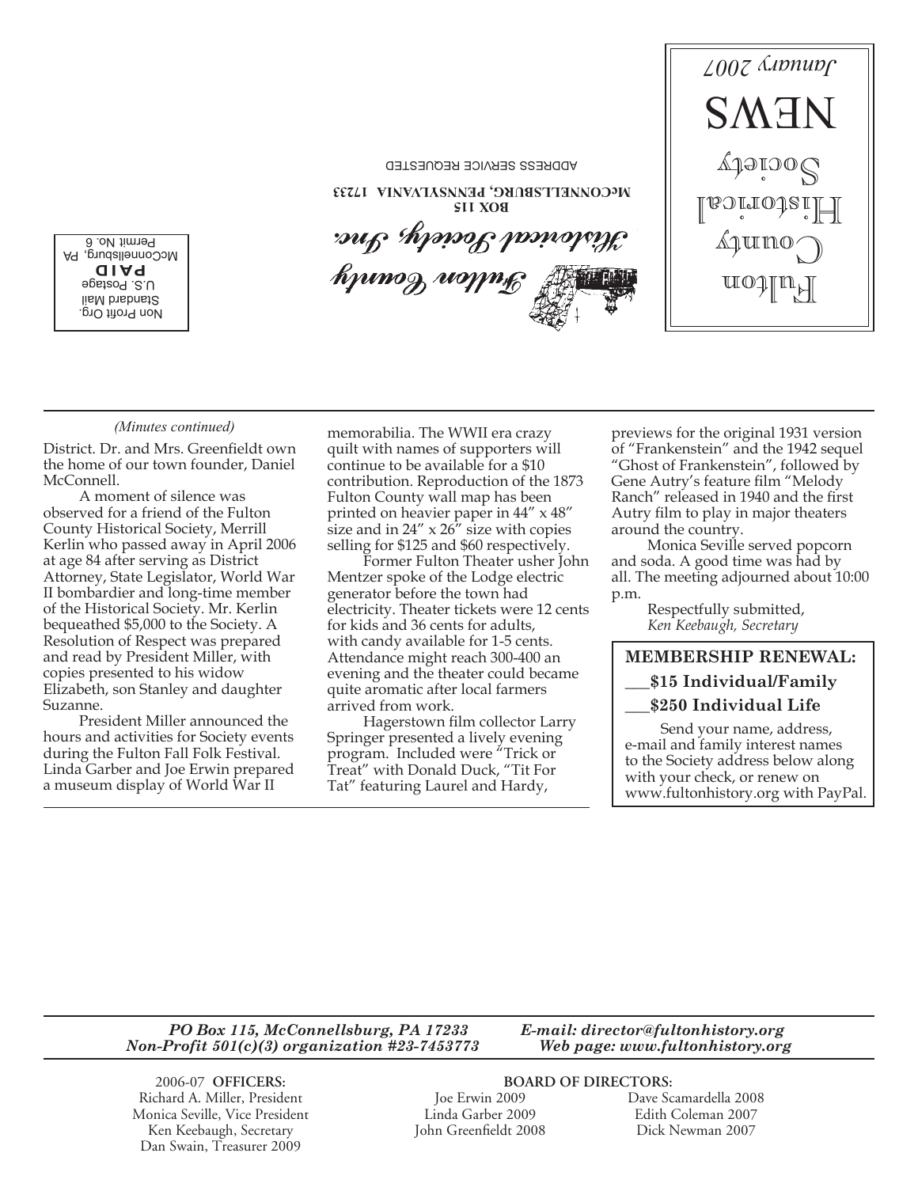Fulton County Historical Society

NEWS

*January 2007*

**Fulton County Historical Society, Inc.**

**BOX 115**

**McCONNELLSBURG, PENNSYLVANIA 17233**

ADDRESS SERVICE REQUESTED

Non Profit Org.
Standard Mail
U.S. Postage
**PAID**
McConnellsburg, PA
Permit No. 6

*(Minutes continued)*

District. Dr. and Mrs. Greenfieldt own the home of our town founder, Daniel McConnell.

A moment of silence was observed for a friend of the Fulton County Historical Society, Merrill Kerlin who passed away in April 2006 at age 84 after serving as District Attorney, State Legislator, World War II bombardier and long-time member of the Historical Society. Mr. Kerlin bequeathed $5,000 to the Society. A Resolution of Respect was prepared and read by President Miller, with copies presented to his widow Elizabeth, son Stanley and daughter Suzanne.

President Miller announced the hours and activities for Society events during the Fulton Fall Folk Festival. Linda Garber and Joe Erwin prepared a museum display of World War II memorabilia. The WWII era crazy quilt with names of supporters will continue to be available for a $10 contribution. Reproduction of the 1873 Fulton County wall map has been printed on heavier paper in 44" x 48" size and in 24" x 26" size with copies selling for $125 and $60 respectively.

Former Fulton Theater usher John Mentzer spoke of the Lodge electric generator before the town had electricity. Theater tickets were 12 cents for kids and 36 cents for adults, with candy available for 1-5 cents. Attendance might reach 300-400 an evening and the theater could became quite aromatic after local farmers arrived from work.

Hagerstown film collector Larry Springer presented a lively evening program. Included were "Trick or Treat" with Donald Duck, "Tit For Tat" featuring Laurel and Hardy, previews for the original 1931 version of "Frankenstein" and the 1942 sequel "Ghost of Frankenstein", followed by Gene Autry's feature film "Melody Ranch" released in 1940 and the first Autry film to play in major theaters around the country.

Monica Seville served popcorn and soda. A good time was had by all. The meeting adjourned about 10:00 p.m.

Respectfully submitted,
*Ken Keebaugh, Secretary*

**MEMBERSHIP RENEWAL:**

**___$15 Individual/Family**

**___$250 Individual Life**

Send your name, address, e-mail and family interest names to the Society address below along with your check, or renew on www.fultonhistory.org with PayPal.

***PO Box 115, McConnellsburg, PA 17233*** ***E-mail: director@fultonhistory.org***
***Non-Profit 501(c)(3) organization #23-7453773*** ***Web page: www.fultonhistory.org***

2006-07 **OFFICERS:**
Richard A. Miller, President
Monica Seville, Vice President
Ken Keebaugh, Secretary
Dan Swain, Treasurer 2009

**BOARD OF DIRECTORS:**
Joe Erwin 2009
Linda Garber 2009
John Greenfieldt 2008
Dave Scamardella 2008
Edith Coleman 2007
Dick Newman 2007